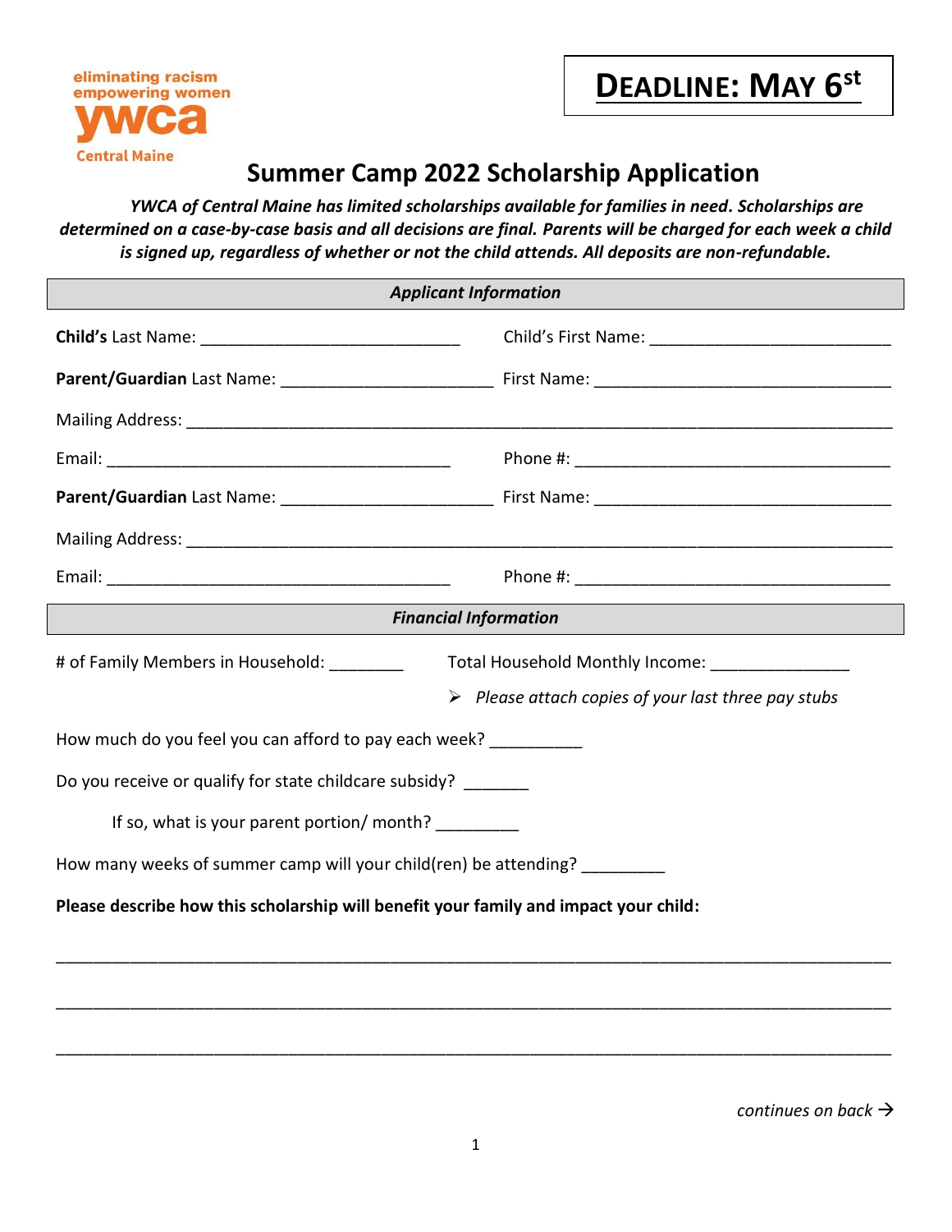eliminating racism
empowering women
**ywca**
Central Maine

**DEADLINE: MAY 6st**

# Summer Camp 2022 Scholarship Application

***YWCA of Central Maine has limited scholarships available for families in need. Scholarships are determined on a case-by-case basis and all decisions are final. Parents will be charged for each week a child is signed up, regardless of whether or not the child attends. All deposits are non-refundable.***

## *Applicant Information*

**Child's** Last Name: ____________________________ Child's First Name: __________________________

**Parent/Guardian** Last Name: ______________________ First Name: ________________________________

Mailing Address: ___________________________________________________________________________

Email: _____________________________________ Phone #: __________________________________

**Parent/Guardian** Last Name: ______________________ First Name: ________________________________

Mailing Address: ___________________________________________________________________________

Email: _____________________________________ Phone #: __________________________________

## *Financial Information*

# of Family Members in Household: ________ Total Household Monthly Income: _______________

- *Please attach copies of your last three pay stubs*

How much do you feel you can afford to pay each week? __________

Do you receive or qualify for state childcare subsidy? _______

If so, what is your parent portion/ month? _________

How many weeks of summer camp will your child(ren) be attending? _________

**Please describe how this scholarship will benefit your family and impact your child:**

_____________________________________________________________________________________

_____________________________________________________________________________________

_____________________________________________________________________________________

*continues on back* →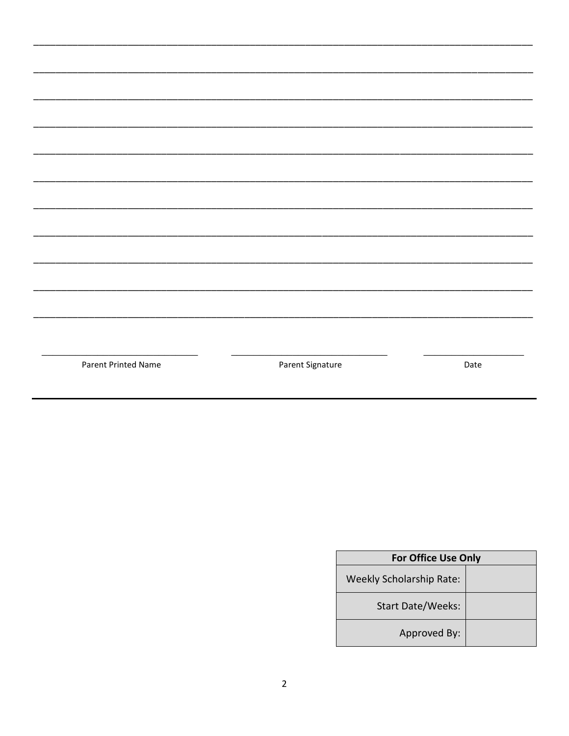_______________________________________________________________________________

_______________________________________________________________________________

_______________________________________________________________________________

_______________________________________________________________________________

_______________________________________________________________________________

_______________________________________________________________________________

_______________________________________________________________________________

_______________________________________________________________________________

_______________________________________________________________________________

_______________________________________________________________________________

_______________________________________________________________________________

| | | |
|---|---|---|
| ______________________________ | ______________________________ | ____________________ |
| Parent Printed Name | Parent Signature | Date |

---

| For Office Use Only | |
|---|---|
| Weekly Scholarship Rate: | |
| Start Date/Weeks: | |
| Approved By: | |